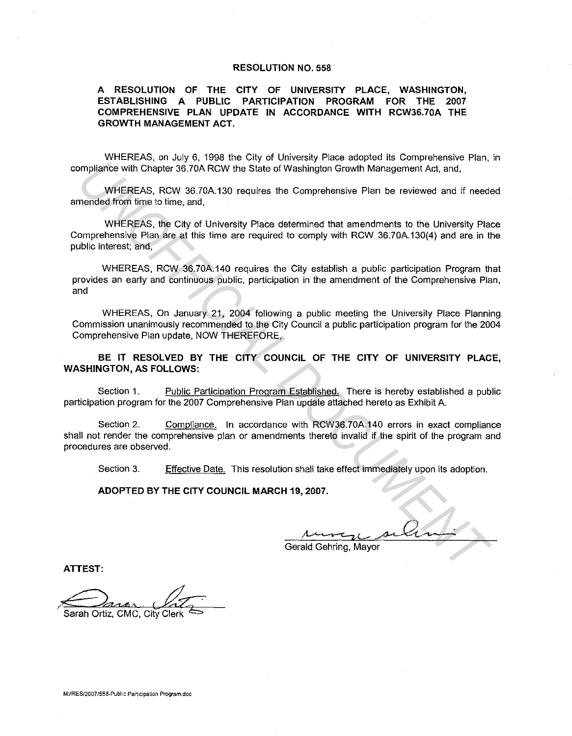# RESOLUTION NO. 558

## A RESOLUTION OF THE CITY OF UNIVERSITY PLACE, WASHINGTON, ESTABLISHING A PUBLIC PARTICIPATION PROGRAM FOR THE 2007 COMPREHENSIVE PLAN UPDATE IN ACCORDANCE WITH RCW36.70A THE GROWTH MANAGEMENT ACT.

WHEREAS, on July 6, 1998 the City of University Place adopted its Comprehensive Plan, in compliance with Chapter 36.70A RCW the State of Washington Growth Management Act, and,

WHEREAS, RCW 36.70A.130 requires the Comprehensive Plan be reviewed and if needed amended from time to time, and,

WHEREAS, the City of University Place determined that amendments to the University Place Comprehensive Plan are at this time are required to comply with RCW 36.70A.130(4) and are in the public interest; and,

WHEREAS, RCW 36.70A.140 requires the City establish a public participation Program that provides an early and continuous public, participation in the amendment of the Comprehensive Plan, and

WHEREAS, On January 21, 2004 following a public meeting the University Place Planning Commission unanimously recommended to the City Council a public participation program for the 2004 Comprehensive Plan update, NOW THEREFORE,

**BE IT RESOLVED BY THE CITY COUNCIL OF THE CITY OF UNIVERSITY PLACE, WASHINGTON, AS FOLLOWS:**

Section 1. Public Participation Program Established. There is hereby established a public participation program for the 2007 Comprehensive Plan update attached hereto as Exhibit A.

Section 2. Compliance. In accordance with RCW36.70A.140 errors in exact compliance shall not render the comprehensive plan or amendments thereto invalid if the spirit of the program and procedures are observed.

Section 3. Effective Date. This resolution shall take effect immediately upon its adoption.

**ADOPTED BY THE CITY COUNCIL MARCH 19, 2007.**

Gerald Gehring, Mayor

**ATTEST:**

Sarah Ortiz, CMC, City Clerk

M:/RES/2007/558-Public Participation Program.doc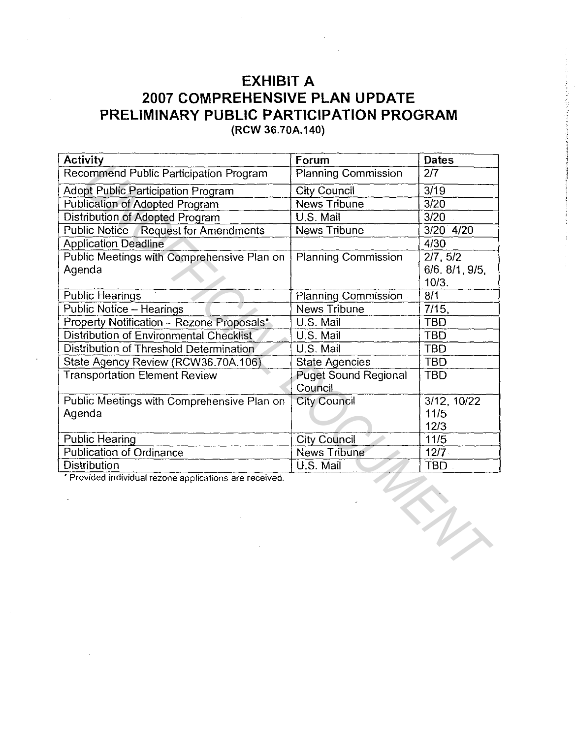# EXHIBIT A
# 2007 COMPREHENSIVE PLAN UPDATE
# PRELIMINARY PUBLIC PARTICIPATION PROGRAM

**(RCW 36.70A.140)**

| Activity | Forum | Dates |
|---|---|---|
| Recommend Public Participation Program | Planning Commission | 2/7 |
| Adopt Public Participation Program | City Council | 3/19 |
| Publication of Adopted Program | News Tribune | 3/20 |
| Distribution of Adopted Program | U.S. Mail | 3/20 |
| Public Notice – Request for Amendments | News Tribune | 3/20 4/20 |
| Application Deadline | | 4/30 |
| Public Meetings with Comprehensive Plan on Agenda | Planning Commission | 2/7, 5/2 6/6. 8/1, 9/5, 10/3. |
| Public Hearings | Planning Commission | 8/1 |
| Public Notice – Hearings | News Tribune | 7/15, |
| Property Notification – Rezone Proposals* | U.S. Mail | TBD |
| Distribution of Environmental Checklist | U.S. Mail | TBD |
| Distribution of Threshold Determination | U.S. Mail | TBD |
| State Agency Review (RCW36.70A.106) | State Agencies | TBD |
| Transportation Element Review | Puget Sound Regional Council | TBD |
| Public Meetings with Comprehensive Plan on Agenda | City Council | 3/12, 10/22 11/5 12/3 |
| Public Hearing | City Council | 11/5 |
| Publication of Ordinance | News Tribune | 12/7 |
| Distribution | U.S. Mail | TBD |

* Provided individual rezone applications are received.